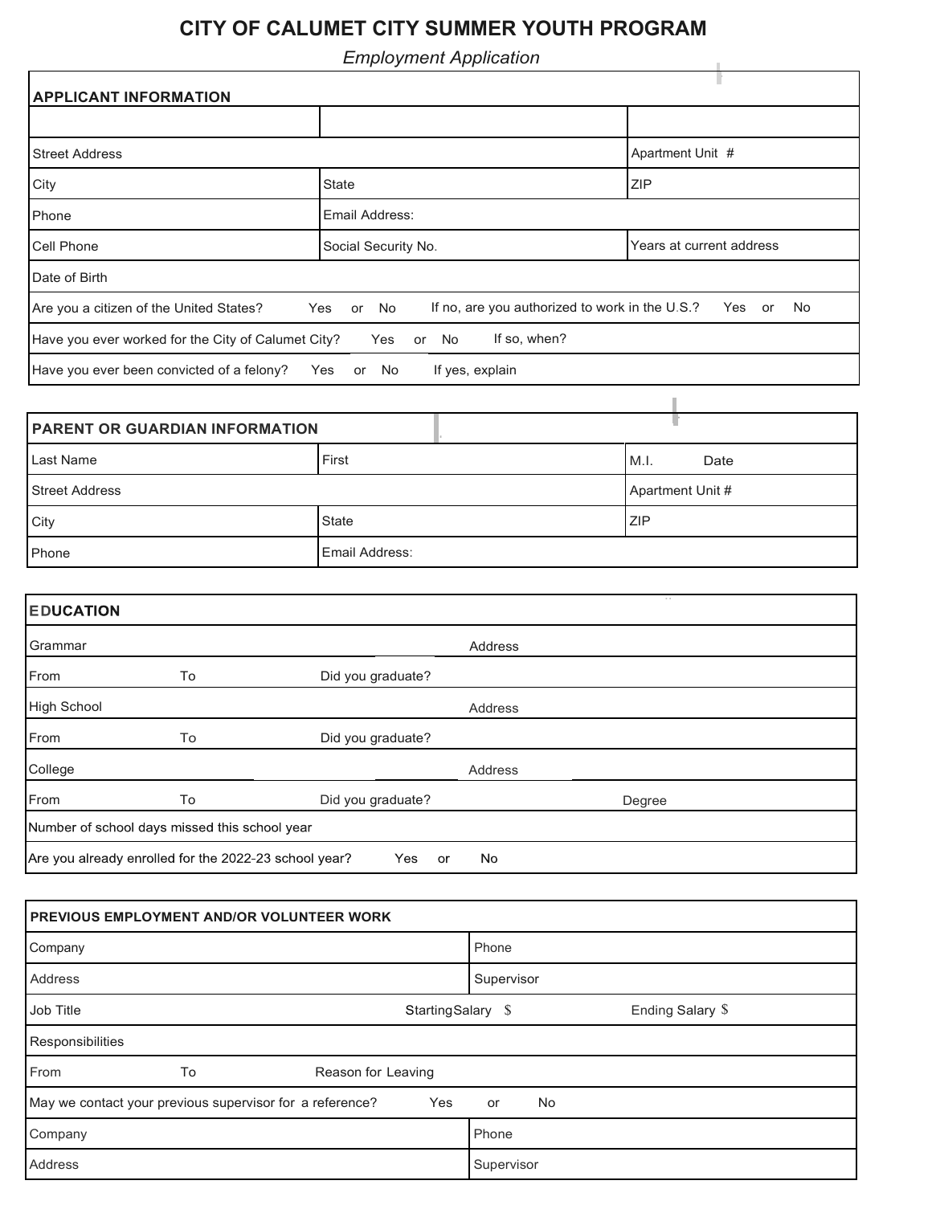# CITY OF CALUMET CITY SUMMER YOUTH PROGRAM

*Employment Application*

| **APPLICANT INFORMATION** | | |
|---|---|---|
| | | |
| Street Address | | Apartment Unit # |
| City | State | ZIP |
| Phone | Email Address: | |
| Cell Phone | Social Security No. | Years at current address |
| Date of Birth | | |
| Are you a citizen of the United States? Yes or No | If no, are you authorized to work in the U.S.? Yes or No | |
| Have you ever worked for the City of Calumet City? Yes or No | If so, when? | |
| Have you ever been convicted of a felony? Yes or No | If yes, explain | |

| **PARENT OR GUARDIAN INFORMATION** | | |
|---|---|---|
| Last Name | First | M.I. Date |
| Street Address | | Apartment Unit # |
| City | State | ZIP |
| Phone | Email Address: | |

| **EDUCATION** | | | |
|---|---|---|---|
| Grammar | | Address | |
| From | To | Did you graduate? | |
| High School | | Address | |
| From | To | Did you graduate? | |
| College | | Address | |
| From | To | Did you graduate? | Degree |
| Number of school days missed this school year | | | |
| Are you already enrolled for the 2022-23 school year? Yes or No | | | |

| **PREVIOUS EMPLOYMENT AND/OR VOLUNTEER WORK** | | |
|---|---|---|
| Company | Phone | |
| Address | Supervisor | |
| Job Title | StartingSalary $ | Ending Salary $ |
| Responsibilities | | |
| From To | Reason for Leaving | |
| May we contact your previous supervisor for a reference? Yes or No | | |
| Company | Phone | |
| Address | Supervisor | |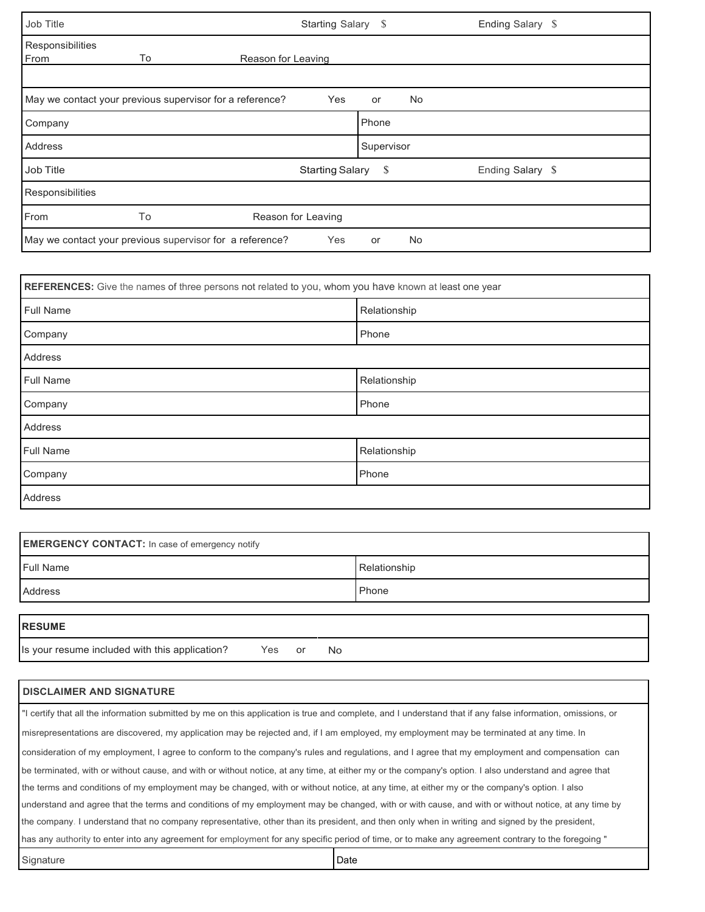| | | |
|---|---|---|
| Job Title | Starting Salary $ | Ending Salary $ |
| Responsibilities<br>From | To | Reason for Leaving |
| | | |
| May we contact your previous supervisor for a reference? | Yes or No | |
| Company | Phone | |
| Address | Supervisor | |
| Job Title | Starting Salary $ | Ending Salary $ |
| Responsibilities | | |
| From | To | Reason for Leaving |
| May we contact your previous supervisor for a reference? | Yes or No | |

| **REFERENCES:** Give the names of three persons not related to you, whom you have known at least one year | |
|---|---|
| Full Name | Relationship |
| Company | Phone |
| Address | |
| Full Name | Relationship |
| Company | Phone |
| Address | |
| Full Name | Relationship |
| Company | Phone |
| Address | |

| **EMERGENCY CONTACT:** In case of emergency notify | |
|---|---|
| Full Name | Relationship |
| Address | Phone |

| **RESUME** |
|---|
| Is your resume included with this application? Yes or No |

**DISCLAIMER AND SIGNATURE**

"I certify that all the information submitted by me on this application is true and complete, and I understand that if any false information, omissions, or misrepresentations are discovered, my application may be rejected and, if I am employed, my employment may be terminated at any time. In consideration of my employment, I agree to conform to the company's rules and regulations, and I agree that my employment and compensation can be terminated, with or without cause, and with or without notice, at any time, at either my or the company's option. I also understand and agree that the terms and conditions of my employment may be changed, with or without notice, at any time, at either my or the company's option. I also understand and agree that the terms and conditions of my employment may be changed, with or with cause, and with or without notice, at any time by the company. I understand that no company representative, other than its president, and then only when in writing and signed by the president, has any authority to enter into any agreement for employment for any specific period of time, or to make any agreement contrary to the foregoing "

| | |
|---|---|
| Signature | Date |